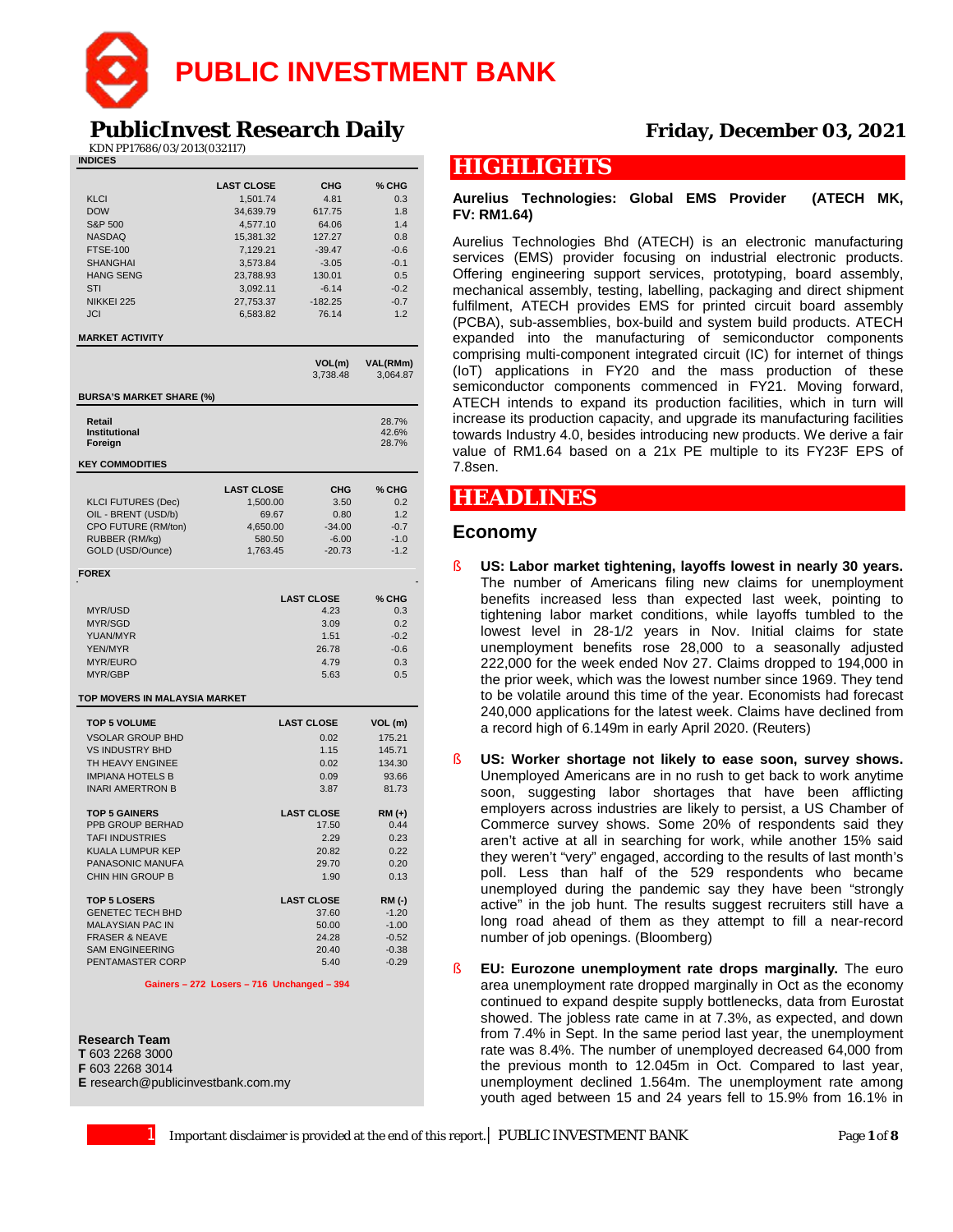# PUBLIC INVESTMENT BANK

## PublicInvest Research Daily

KDN PP17686/03/2013(032117)

**Friday, December 03, 2021**

**INDICES**

| | LAST CLOSE | CHG | % CHG |
|---|---|---|---|
| KLCI | 1,501.74 | 4.81 | 0.3 |
| DOW | 34,639.79 | 617.75 | 1.8 |
| S&P 500 | 4,577.10 | 64.06 | 1.4 |
| NASDAQ | 15,381.32 | 127.27 | 0.8 |
| FTSE-100 | 7,129.21 | -39.47 | -0.6 |
| SHANGHAI | 3,573.84 | -3.05 | -0.1 |
| HANG SENG | 23,788.93 | 130.01 | 0.5 |
| STI | 3,092.11 | -6.14 | -0.2 |
| NIKKEI 225 | 27,753.37 | -182.25 | -0.7 |
| JCI | 6,583.82 | 76.14 | 1.2 |

**MARKET ACTIVITY**

| VOL(m) | VAL(RMm) |
|---|---|
| 3,738.48 | 3,064.87 |

**BURSA'S MARKET SHARE (%)**

| | |
|---|---|
| **Retail** | 28.7% |
| **Institutional** | 42.6% |
| **Foreign** | 28.7% |

**KEY COMMODITIES**

| | LAST CLOSE | CHG | % CHG |
|---|---|---|---|
| KLCI FUTURES (Dec) | 1,500.00 | 3.50 | 0.2 |
| OIL - BRENT (USD/b) | 69.67 | 0.80 | 1.2 |
| CPO FUTURE (RM/ton) | 4,650.00 | -34.00 | -0.7 |
| RUBBER (RM/kg) | 580.50 | -6.00 | -1.0 |
| GOLD (USD/Ounce) | 1,763.45 | -20.73 | -1.2 |

**FOREX**

| | LAST CLOSE | % CHG |
|---|---|---|
| MYR/USD | 4.23 | 0.3 |
| MYR/SGD | 3.09 | 0.2 |
| YUAN/MYR | 1.51 | -0.2 |
| YEN/MYR | 26.78 | -0.6 |
| MYR/EURO | 4.79 | 0.3 |
| MYR/GBP | 5.63 | 0.5 |

**TOP MOVERS IN MALAYSIA MARKET**

| TOP 5 VOLUME | LAST CLOSE | VOL (m) |
|---|---|---|
| VSOLAR GROUP BHD | 0.02 | 175.21 |
| VS INDUSTRY BHD | 1.15 | 145.71 |
| TH HEAVY ENGINEE | 0.02 | 134.30 |
| IMPIANA HOTELS B | 0.09 | 93.66 |
| INARI AMERTRON B | 3.87 | 81.73 |

| TOP 5 GAINERS | LAST CLOSE | RM (+) |
|---|---|---|
| PPB GROUP BERHAD | 17.50 | 0.44 |
| TAFI INDUSTRIES | 2.29 | 0.23 |
| KUALA LUMPUR KEP | 20.82 | 0.22 |
| PANASONIC MANUFA | 29.70 | 0.20 |
| CHIN HIN GROUP B | 1.90 | 0.13 |

| TOP 5 LOSERS | LAST CLOSE | RM (-) |
|---|---|---|
| GENETEC TECH BHD | 37.60 | -1.20 |
| MALAYSIAN PAC IN | 50.00 | -1.00 |
| FRASER & NEAVE | 24.28 | -0.52 |
| SAM ENGINEERING | 20.40 | -0.38 |
| PENTAMASTER CORP | 5.40 | -0.29 |

Gainers – 272 Losers – 716 Unchanged – 394

**Research Team**
**T** 603 2268 3000
**F** 603 2268 3014
**E** research@publicinvestbank.com.my

# HIGHLIGHTS

**Aurelius Technologies: Global EMS Provider (ATECH MK, FV: RM1.64)**

Aurelius Technologies Bhd (ATECH) is an electronic manufacturing services (EMS) provider focusing on industrial electronic products. Offering engineering support services, prototyping, board assembly, mechanical assembly, testing, labelling, packaging and direct shipment fulfilment, ATECH provides EMS for printed circuit board assembly (PCBA), sub-assemblies, box-build and system build products. ATECH expanded into the manufacturing of semiconductor components comprising multi-component integrated circuit (IC) for internet of things (IoT) applications in FY20 and the mass production of these semiconductor components commenced in FY21. Moving forward, ATECH intends to expand its production facilities, which in turn will increase its production capacity, and upgrade its manufacturing facilities towards Industry 4.0, besides introducing new products. We derive a fair value of RM1.64 based on a 21x PE multiple to its FY23F EPS of 7.8sen.

# HEADLINES

## Economy

- **US: Labor market tightening, layoffs lowest in nearly 30 years.** The number of Americans filing new claims for unemployment benefits increased less than expected last week, pointing to tightening labor market conditions, while layoffs tumbled to the lowest level in 28-1/2 years in Nov. Initial claims for state unemployment benefits rose 28,000 to a seasonally adjusted 222,000 for the week ended Nov 27. Claims dropped to 194,000 in the prior week, which was the lowest number since 1969. They tend to be volatile around this time of the year. Economists had forecast 240,000 applications for the latest week. Claims have declined from a record high of 6.149m in early April 2020. (Reuters)

- **US: Worker shortage not likely to ease soon, survey shows.** Unemployed Americans are in no rush to get back to work anytime soon, suggesting labor shortages that have been afflicting employers across industries are likely to persist, a US Chamber of Commerce survey shows. Some 20% of respondents said they aren't active at all in searching for work, while another 15% said they weren't "very" engaged, according to the results of last month's poll. Less than half of the 529 respondents who became unemployed during the pandemic say they have been "strongly active" in the job hunt. The results suggest recruiters still have a long road ahead of them as they attempt to fill a near-record number of job openings. (Bloomberg)

- **EU: Eurozone unemployment rate drops marginally.** The euro area unemployment rate dropped marginally in Oct as the economy continued to expand despite supply bottlenecks, data from Eurostat showed. The jobless rate came in at 7.3%, as expected, and down from 7.4% in Sept. In the same period last year, the unemployment rate was 8.4%. The number of unemployed decreased 64,000 from the previous month to 12.045m in Oct. Compared to last year, unemployment declined 1.564m. The unemployment rate among youth aged between 15 and 24 years fell to 15.9% from 16.1% in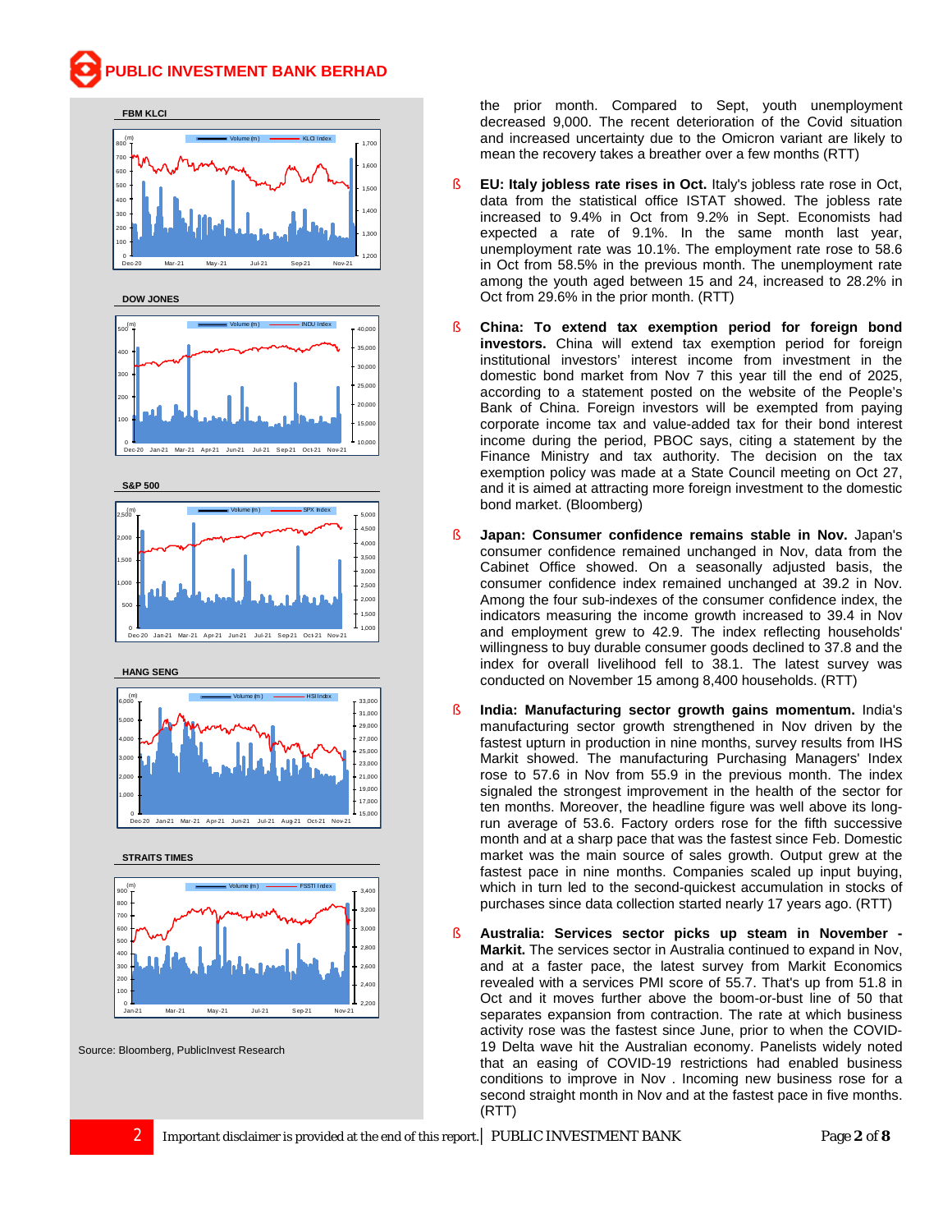**FBM KLCI**

**DOW JONES**

**S&P 500**

**HANG SENG**

**STRAITS TIMES**

Source: Bloomberg, PublicInvest Research

the prior month. Compared to Sept, youth unemployment decreased 9,000. The recent deterioration of the Covid situation and increased uncertainty due to the Omicron variant are likely to mean the recovery takes a breather over a few months (RTT)

- **EU: Italy jobless rate rises in Oct.** Italy's jobless rate rose in Oct, data from the statistical office ISTAT showed. The jobless rate increased to 9.4% in Oct from 9.2% in Sept. Economists had expected a rate of 9.1%. In the same month last year, unemployment rate was 10.1%. The employment rate rose to 58.6 in Oct from 58.5% in the previous month. The unemployment rate among the youth aged between 15 and 24, increased to 28.2% in Oct from 29.6% in the prior month. (RTT)

- **China: To extend tax exemption period for foreign bond investors.** China will extend tax exemption period for foreign institutional investors' interest income from investment in the domestic bond market from Nov 7 this year till the end of 2025, according to a statement posted on the website of the People's Bank of China. Foreign investors will be exempted from paying corporate income tax and value-added tax for their bond interest income during the period, PBOC says, citing a statement by the Finance Ministry and tax authority. The decision on the tax exemption policy was made at a State Council meeting on Oct 27, and it is aimed at attracting more foreign investment to the domestic bond market. (Bloomberg)

- **Japan: Consumer confidence remains stable in Nov.** Japan's consumer confidence remained unchanged in Nov, data from the Cabinet Office showed. On a seasonally adjusted basis, the consumer confidence index remained unchanged at 39.2 in Nov. Among the four sub-indexes of the consumer confidence index, the indicators measuring the income growth increased to 39.4 in Nov and employment grew to 42.9. The index reflecting households' willingness to buy durable consumer goods declined to 37.8 and the index for overall livelihood fell to 38.1. The latest survey was conducted on November 15 among 8,400 households. (RTT)

- **India: Manufacturing sector growth gains momentum.** India's manufacturing sector growth strengthened in Nov driven by the fastest upturn in production in nine months, survey results from IHS Markit showed. The manufacturing Purchasing Managers' Index rose to 57.6 in Nov from 55.9 in the previous month. The index signaled the strongest improvement in the health of the sector for ten months. Moreover, the headline figure was well above its long-run average of 53.6. Factory orders rose for the fifth successive month and at a sharp pace that was the fastest since Feb. Domestic market was the main source of sales growth. Output grew at the fastest pace in nine months. Companies scaled up input buying, which in turn led to the second-quickest accumulation in stocks of purchases since data collection started nearly 17 years ago. (RTT)

- **Australia: Services sector picks up steam in November - Markit.** The services sector in Australia continued to expand in Nov, and at a faster pace, the latest survey from Markit Economics revealed with a services PMI score of 55.7. That's up from 51.8 in Oct and it moves further above the boom-or-bust line of 50 that separates expansion from contraction. The rate at which business activity rose was the fastest since June, prior to when the COVID-19 Delta wave hit the Australian economy. Panelists widely noted that an easing of COVID-19 restrictions had enabled business conditions to improve in Nov . Incoming new business rose for a second straight month in Nov and at the fastest pace in five months. (RTT)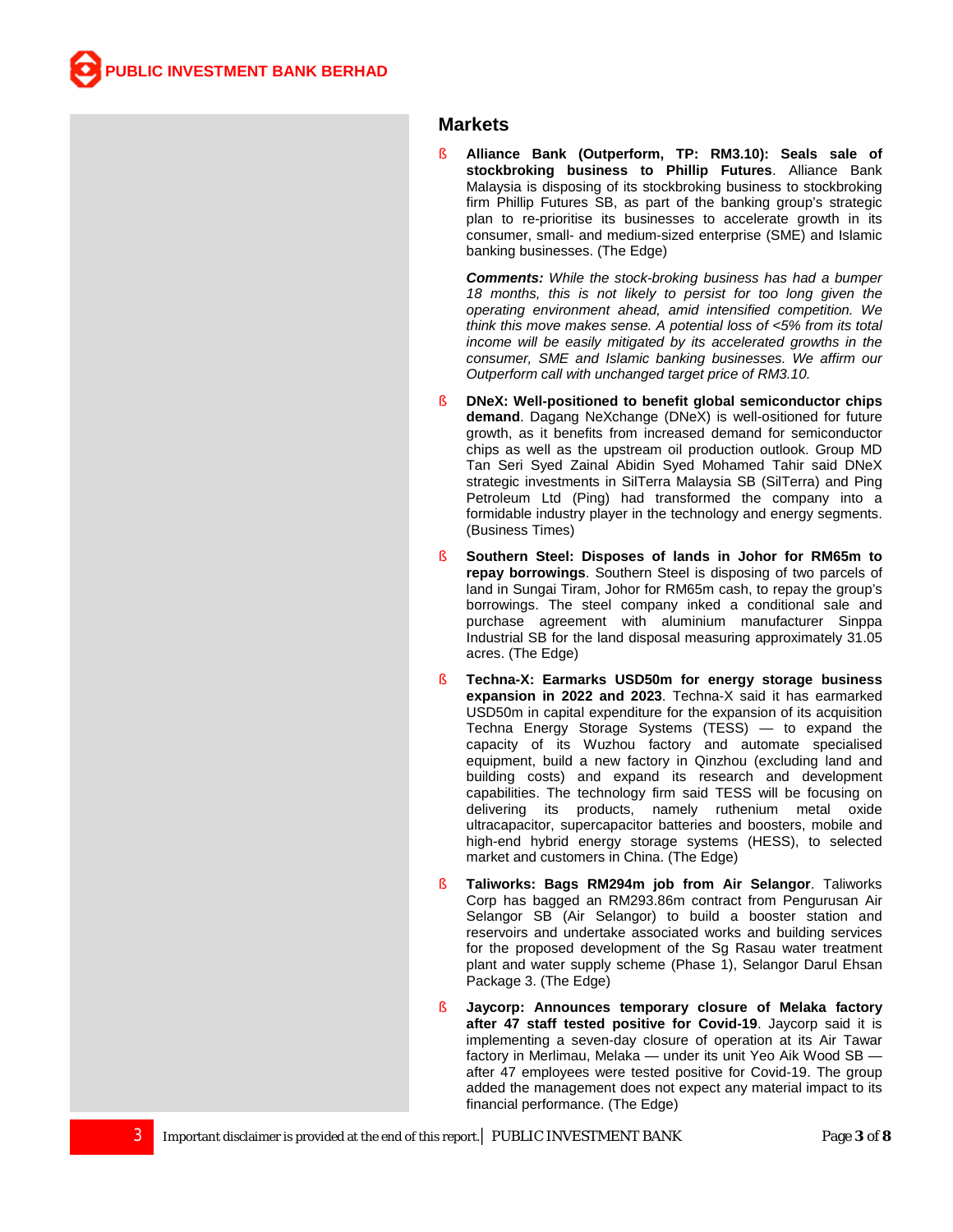## Markets

- **Alliance Bank (Outperform, TP: RM3.10): Seals sale of stockbroking business to Phillip Futures**. Alliance Bank Malaysia is disposing of its stockbroking business to stockbroking firm Phillip Futures SB, as part of the banking group's strategic plan to re-prioritise its businesses to accelerate growth in its consumer, small- and medium-sized enterprise (SME) and Islamic banking businesses. (The Edge)

  ***Comments:*** *While the stock-broking business has had a bumper 18 months, this is not likely to persist for too long given the operating environment ahead, amid intensified competition. We think this move makes sense. A potential loss of <5% from its total income will be easily mitigated by its accelerated growths in the consumer, SME and Islamic banking businesses. We affirm our Outperform call with unchanged target price of RM3.10.*

- **DNeX: Well-positioned to benefit global semiconductor chips demand**. Dagang NeXchange (DNeX) is well-positioned for future growth, as it benefits from increased demand for semiconductor chips as well as the upstream oil production outlook. Group MD Tan Seri Syed Zainal Abidin Syed Mohamed Tahir said DNeX strategic investments in SilTerra Malaysia SB (SilTerra) and Ping Petroleum Ltd (Ping) had transformed the company into a formidable industry player in the technology and energy segments. (Business Times)

- **Southern Steel: Disposes of lands in Johor for RM65m to repay borrowings**. Southern Steel is disposing of two parcels of land in Sungai Tiram, Johor for RM65m cash, to repay the group's borrowings. The steel company inked a conditional sale and purchase agreement with aluminium manufacturer Sinppa Industrial SB for the land disposal measuring approximately 31.05 acres. (The Edge)

- **Techna-X: Earmarks USD50m for energy storage business expansion in 2022 and 2023**. Techna-X said it has earmarked USD50m in capital expenditure for the expansion of its acquisition Techna Energy Storage Systems (TESS) — to expand the capacity of its Wuzhou factory and automate specialised equipment, build a new factory in Qinzhou (excluding land and building costs) and expand its research and development capabilities. The technology firm said TESS will be focusing on delivering its products, namely ruthenium metal oxide ultracapacitor, supercapacitor batteries and boosters, mobile and high-end hybrid energy storage systems (HESS), to selected market and customers in China. (The Edge)

- **Taliworks: Bags RM294m job from Air Selangor**. Taliworks Corp has bagged an RM293.86m contract from Pengurusan Air Selangor SB (Air Selangor) to build a booster station and reservoirs and undertake associated works and building services for the proposed development of the Sg Rasau water treatment plant and water supply scheme (Phase 1), Selangor Darul Ehsan Package 3. (The Edge)

- **Jaycorp: Announces temporary closure of Melaka factory after 47 staff tested positive for Covid-19**. Jaycorp said it is implementing a seven-day closure of operation at its Air Tawar factory in Merlimau, Melaka — under its unit Yeo Aik Wood SB — after 47 employees were tested positive for Covid-19. The group added the management does not expect any material impact to its financial performance. (The Edge)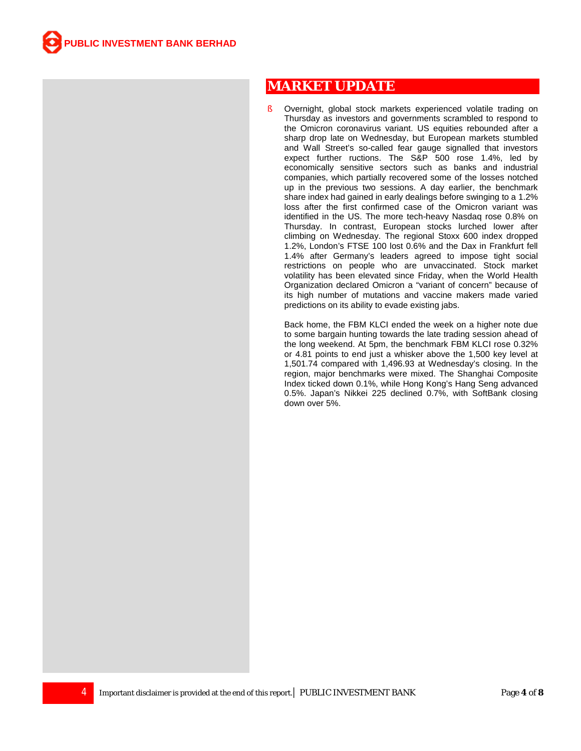# MARKET UPDATE

- Overnight, global stock markets experienced volatile trading on Thursday as investors and governments scrambled to respond to the Omicron coronavirus variant. US equities rebounded after a sharp drop late on Wednesday, but European markets stumbled and Wall Street's so-called fear gauge signalled that investors expect further ructions. The S&P 500 rose 1.4%, led by economically sensitive sectors such as banks and industrial companies, which partially recovered some of the losses notched up in the previous two sessions. A day earlier, the benchmark share index had gained in early dealings before swinging to a 1.2% loss after the first confirmed case of the Omicron variant was identified in the US. The more tech-heavy Nasdaq rose 0.8% on Thursday. In contrast, European stocks lurched lower after climbing on Wednesday. The regional Stoxx 600 index dropped 1.2%, London's FTSE 100 lost 0.6% and the Dax in Frankfurt fell 1.4% after Germany's leaders agreed to impose tight social restrictions on people who are unvaccinated. Stock market volatility has been elevated since Friday, when the World Health Organization declared Omicron a "variant of concern" because of its high number of mutations and vaccine makers made varied predictions on its ability to evade existing jabs.

  Back home, the FBM KLCI ended the week on a higher note due to some bargain hunting towards the late trading session ahead of the long weekend. At 5pm, the benchmark FBM KLCI rose 0.32% or 4.81 points to end just a whisker above the 1,500 key level at 1,501.74 compared with 1,496.93 at Wednesday's closing. In the region, major benchmarks were mixed. The Shanghai Composite Index ticked down 0.1%, while Hong Kong's Hang Seng advanced 0.5%. Japan's Nikkei 225 declined 0.7%, with SoftBank closing down over 5%.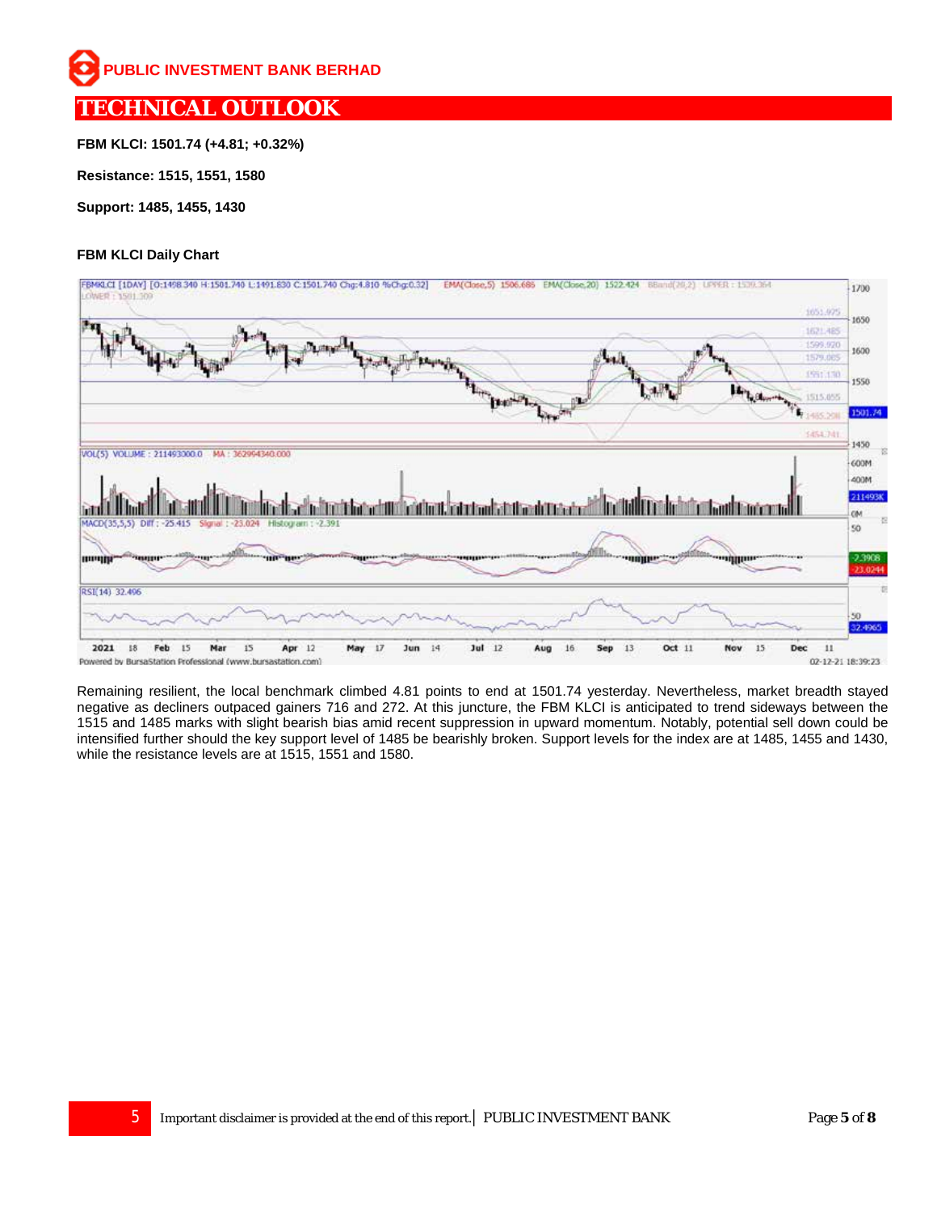# TECHNICAL OUTLOOK

**FBM KLCI: 1501.74 (+4.81; +0.32%)**

**Resistance: 1515, 1551, 1580**

**Support: 1485, 1455, 1430**

**FBM KLCI Daily Chart**

Remaining resilient, the local benchmark climbed 4.81 points to end at 1501.74 yesterday. Nevertheless, market breadth stayed negative as decliners outpaced gainers 716 and 272. At this juncture, the FBM KLCI is anticipated to trend sideways between the 1515 and 1485 marks with slight bearish bias amid recent suppression in upward momentum. Notably, potential sell down could be intensified further should the key support level of 1485 be bearishly broken. Support levels for the index are at 1485, 1455 and 1430, while the resistance levels are at 1515, 1551 and 1580.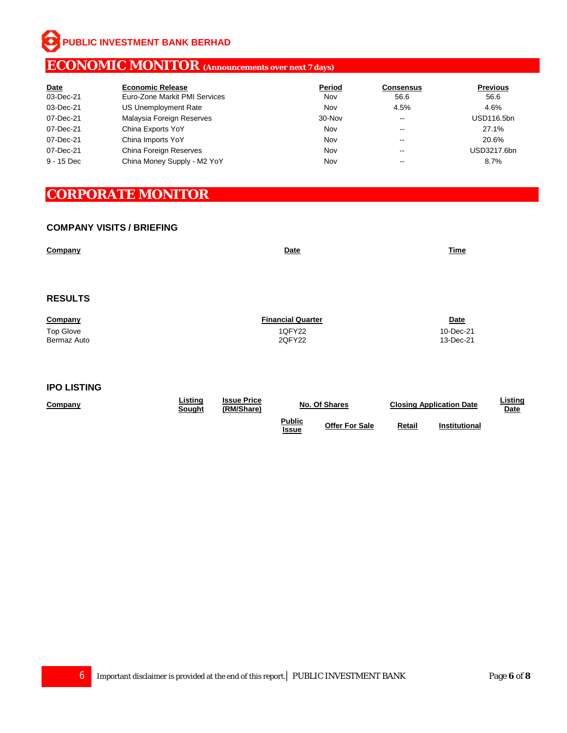# ECONOMIC MONITOR (Announcements over next 7 days)

| Date | Economic Release | Period | Consensus | Previous |
|---|---|---|---|---|
| 03-Dec-21 | Euro-Zone Markit PMI Services | Nov | 56.6 | 56.6 |
| 03-Dec-21 | US Unemployment Rate | Nov | 4.5% | 4.6% |
| 07-Dec-21 | Malaysia Foreign Reserves | 30-Nov | -- | USD116.5bn |
| 07-Dec-21 | China Exports YoY | Nov | -- | 27.1% |
| 07-Dec-21 | China Imports YoY | Nov | -- | 20.6% |
| 07-Dec-21 | China Foreign Reserves | Nov | -- | USD3217.6bn |
| 9 - 15 Dec | China Money Supply - M2 YoY | Nov | -- | 8.7% |

# CORPORATE MONITOR

## COMPANY VISITS / BRIEFING

| Company | Date | Time |
|---|---|---|

## RESULTS

| Company | Financial Quarter | Date |
|---|---|---|
| Top Glove | 1QFY22 | 10-Dec-21 |
| Bermaz Auto | 2QFY22 | 13-Dec-21 |

## IPO LISTING

| Company | Listing Sought | Issue Price (RM/Share) | No. Of Shares | | Closing Application Date | | Listing Date |
|---|---|---|---|---|---|---|---|
| | | | Public Issue | Offer For Sale | Retail | Institutional | |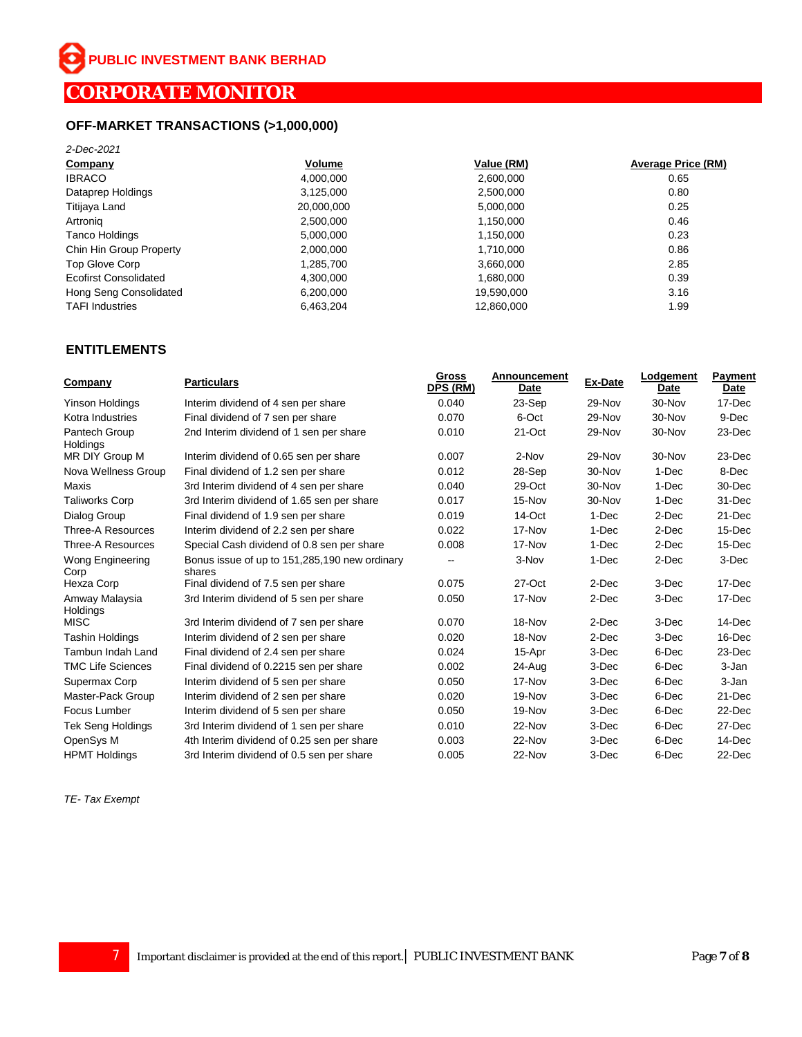PUBLIC INVESTMENT BANK BERHAD

# CORPORATE MONITOR

## OFF-MARKET TRANSACTIONS (>1,000,000)

*2-Dec-2021*

| Company | Volume | Value (RM) | Average Price (RM) |
|---|---|---|---|
| IBRACO | 4,000,000 | 2,600,000 | 0.65 |
| Dataprep Holdings | 3,125,000 | 2,500,000 | 0.80 |
| Titijaya Land | 20,000,000 | 5,000,000 | 0.25 |
| Artroniq | 2,500,000 | 1,150,000 | 0.46 |
| Tanco Holdings | 5,000,000 | 1,150,000 | 0.23 |
| Chin Hin Group Property | 2,000,000 | 1,710,000 | 0.86 |
| Top Glove Corp | 1,285,700 | 3,660,000 | 2.85 |
| Ecofirst Consolidated | 4,300,000 | 1,680,000 | 0.39 |
| Hong Seng Consolidated | 6,200,000 | 19,590,000 | 3.16 |
| TAFI Industries | 6,463,204 | 12,860,000 | 1.99 |

## ENTITLEMENTS

| Company | Particulars | Gross DPS (RM) | Announcement Date | Ex-Date | Lodgement Date | Payment Date |
|---|---|---|---|---|---|---|
| Yinson Holdings | Interim dividend of 4 sen per share | 0.040 | 23-Sep | 29-Nov | 30-Nov | 17-Dec |
| Kotra Industries | Final dividend of 7 sen per share | 0.070 | 6-Oct | 29-Nov | 30-Nov | 9-Dec |
| Pantech Group Holdings | 2nd Interim dividend of 1 sen per share | 0.010 | 21-Oct | 29-Nov | 30-Nov | 23-Dec |
| MR DIY Group M | Interim dividend of 0.65 sen per share | 0.007 | 2-Nov | 29-Nov | 30-Nov | 23-Dec |
| Nova Wellness Group | Final dividend of 1.2 sen per share | 0.012 | 28-Sep | 30-Nov | 1-Dec | 8-Dec |
| Maxis | 3rd Interim dividend of 4 sen per share | 0.040 | 29-Oct | 30-Nov | 1-Dec | 30-Dec |
| Taliworks Corp | 3rd Interim dividend of 1.65 sen per share | 0.017 | 15-Nov | 30-Nov | 1-Dec | 31-Dec |
| Dialog Group | Final dividend of 1.9 sen per share | 0.019 | 14-Oct | 1-Dec | 2-Dec | 21-Dec |
| Three-A Resources | Interim dividend of 2.2 sen per share | 0.022 | 17-Nov | 1-Dec | 2-Dec | 15-Dec |
| Three-A Resources | Special Cash dividend of 0.8 sen per share | 0.008 | 17-Nov | 1-Dec | 2-Dec | 15-Dec |
| Wong Engineering Corp | Bonus issue of up to 151,285,190 new ordinary shares | -- | 3-Nov | 1-Dec | 2-Dec | 3-Dec |
| Hexza Corp | Final dividend of 7.5 sen per share | 0.075 | 27-Oct | 2-Dec | 3-Dec | 17-Dec |
| Amway Malaysia Holdings | 3rd Interim dividend of 5 sen per share | 0.050 | 17-Nov | 2-Dec | 3-Dec | 17-Dec |
| MISC | 3rd Interim dividend of 7 sen per share | 0.070 | 18-Nov | 2-Dec | 3-Dec | 14-Dec |
| Tashin Holdings | Interim dividend of 2 sen per share | 0.020 | 18-Nov | 2-Dec | 3-Dec | 16-Dec |
| Tambun Indah Land | Final dividend of 2.4 sen per share | 0.024 | 15-Apr | 3-Dec | 6-Dec | 23-Dec |
| TMC Life Sciences | Final dividend of 0.2215 sen per share | 0.002 | 24-Aug | 3-Dec | 6-Dec | 3-Jan |
| Supermax Corp | Interim dividend of 5 sen per share | 0.050 | 17-Nov | 3-Dec | 6-Dec | 3-Jan |
| Master-Pack Group | Interim dividend of 2 sen per share | 0.020 | 19-Nov | 3-Dec | 6-Dec | 21-Dec |
| Focus Lumber | Interim dividend of 5 sen per share | 0.050 | 19-Nov | 3-Dec | 6-Dec | 22-Dec |
| Tek Seng Holdings | 3rd Interim dividend of 1 sen per share | 0.010 | 22-Nov | 3-Dec | 6-Dec | 27-Dec |
| OpenSys M | 4th Interim dividend of 0.25 sen per share | 0.003 | 22-Nov | 3-Dec | 6-Dec | 14-Dec |
| HPMT Holdings | 3rd Interim dividend of 0.5 sen per share | 0.005 | 22-Nov | 3-Dec | 6-Dec | 22-Dec |

*TE- Tax Exempt*

Important disclaimer is provided at the end of this report. | PUBLIC INVESTMENT BANK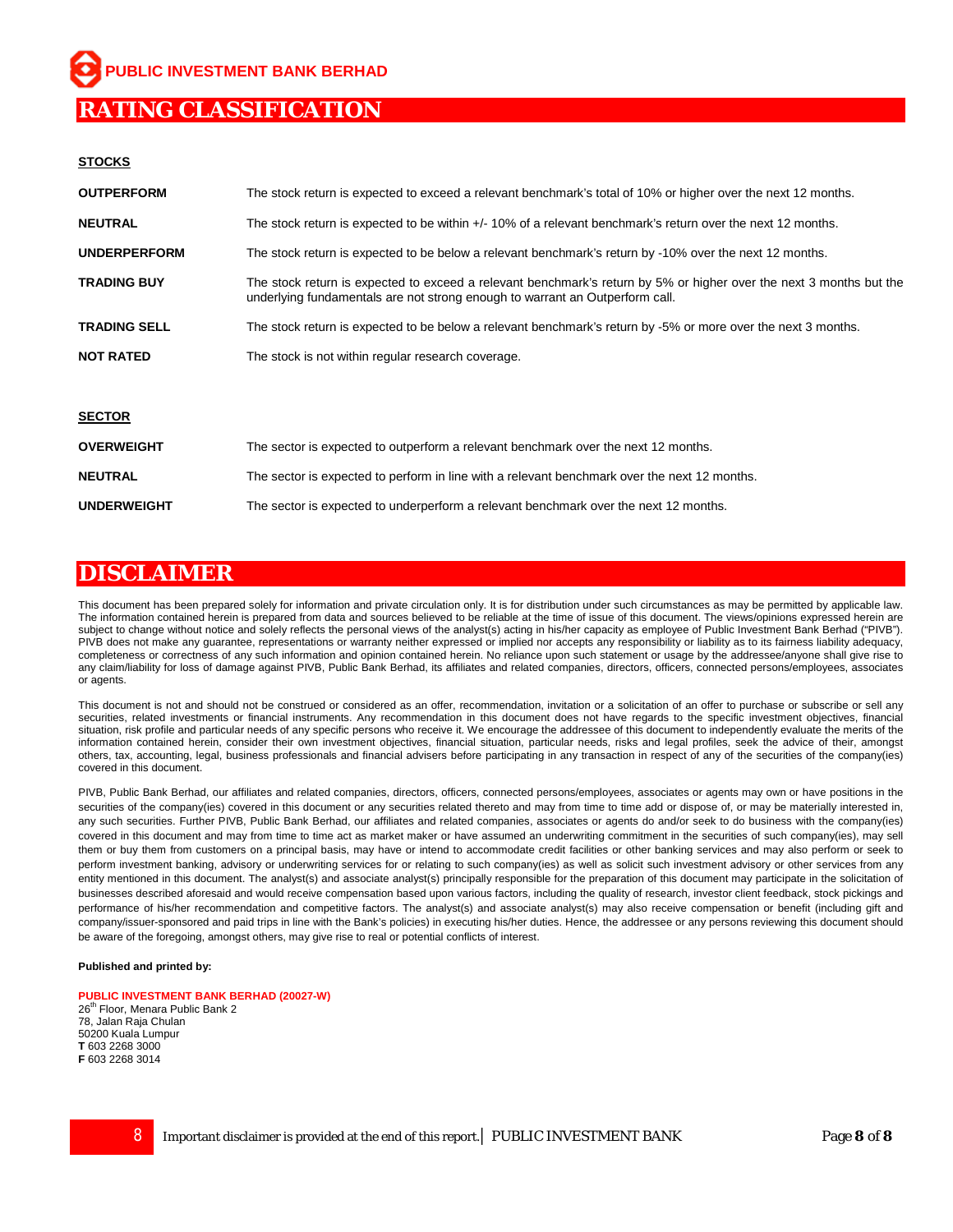# RATING CLASSIFICATION

**STOCKS**

| | |
|---|---|
| **OUTPERFORM** | The stock return is expected to exceed a relevant benchmark's total of 10% or higher over the next 12 months. |
| **NEUTRAL** | The stock return is expected to be within +/- 10% of a relevant benchmark's return over the next 12 months. |
| **UNDERPERFORM** | The stock return is expected to be below a relevant benchmark's return by -10% over the next 12 months. |
| **TRADING BUY** | The stock return is expected to exceed a relevant benchmark's return by 5% or higher over the next 3 months but the underlying fundamentals are not strong enough to warrant an Outperform call. |
| **TRADING SELL** | The stock return is expected to be below a relevant benchmark's return by -5% or more over the next 3 months. |
| **NOT RATED** | The stock is not within regular research coverage. |

**SECTOR**

| | |
|---|---|
| **OVERWEIGHT** | The sector is expected to outperform a relevant benchmark over the next 12 months. |
| **NEUTRAL** | The sector is expected to perform in line with a relevant benchmark over the next 12 months. |
| **UNDERWEIGHT** | The sector is expected to underperform a relevant benchmark over the next 12 months. |

# DISCLAIMER

This document has been prepared solely for information and private circulation only. It is for distribution under such circumstances as may be permitted by applicable law. The information contained herein is prepared from data and sources believed to be reliable at the time of issue of this document. The views/opinions expressed herein are subject to change without notice and solely reflects the personal views of the analyst(s) acting in his/her capacity as employee of Public Investment Bank Berhad ("PIVB"). PIVB does not make any guarantee, representations or warranty neither expressed or implied nor accepts any responsibility or liability as to its fairness liability adequacy, completeness or correctness of any such information and opinion contained herein. No reliance upon such statement or usage by the addressee/anyone shall give rise to any claim/liability for loss of damage against PIVB, Public Bank Berhad, its affiliates and related companies, directors, officers, connected persons/employees, associates or agents.

This document is not and should not be construed or considered as an offer, recommendation, invitation or a solicitation of an offer to purchase or subscribe or sell any securities, related investments or financial instruments. Any recommendation in this document does not have regards to the specific investment objectives, financial situation, risk profile and particular needs of any specific persons who receive it. We encourage the addressee of this document to independently evaluate the merits of the information contained herein, consider their own investment objectives, financial situation, particular needs, risks and legal profiles, seek the advice of their, amongst others, tax, accounting, legal, business professionals and financial advisers before participating in any transaction in respect of any of the securities of the company(ies) covered in this document.

PIVB, Public Bank Berhad, our affiliates and related companies, directors, officers, connected persons/employees, associates or agents may own or have positions in the securities of the company(ies) covered in this document or any securities related thereto and may from time to time add or dispose of, or may be materially interested in, any such securities. Further PIVB, Public Bank Berhad, our affiliates and related companies, associates or agents do and/or seek to do business with the company(ies) covered in this document and may from time to time act as market maker or have assumed an underwriting commitment in the securities of such company(ies), may sell them or buy them from customers on a principal basis, may have or intend to accommodate credit facilities or other banking services and may also perform or seek to perform investment banking, advisory or underwriting services for or relating to such company(ies) as well as solicit such investment advisory or other services from any entity mentioned in this document. The analyst(s) and associate analyst(s) principally responsible for the preparation of this document may participate in the solicitation of businesses described aforesaid and would receive compensation based upon various factors, including the quality of research, investor client feedback, stock pickings and performance of his/her recommendation and competitive factors. The analyst(s) and associate analyst(s) may also receive compensation or benefit (including gift and company/issuer-sponsored and paid trips in line with the Bank's policies) in executing his/her duties. Hence, the addressee or any persons reviewing this document should be aware of the foregoing, amongst others, may give rise to real or potential conflicts of interest.

**Published and printed by:**

**PUBLIC INVESTMENT BANK BERHAD (20027-W)**
26th Floor, Menara Public Bank 2
78, Jalan Raja Chulan
50200 Kuala Lumpur
**T** 603 2268 3000
**F** 603 2268 3014